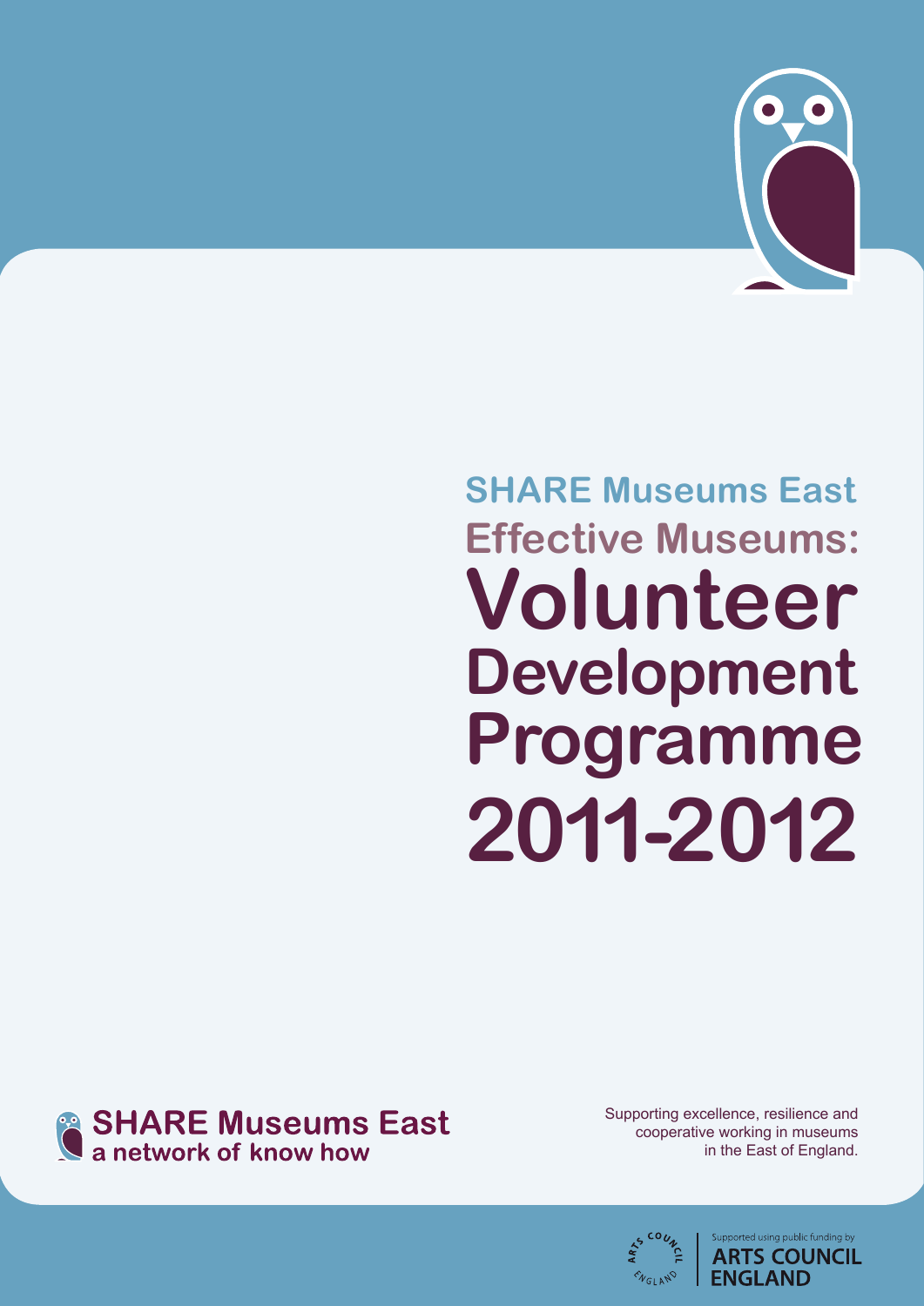# SHARE Museums East
## Effective Museums:
# Volunteer Development Programme 2011-2012

**SHARE Museums East**
**a network of know how**

Supporting excellence, resilience and cooperative working in museums in the East of England.

Supported using public funding by **ARTS COUNCIL ENGLAND**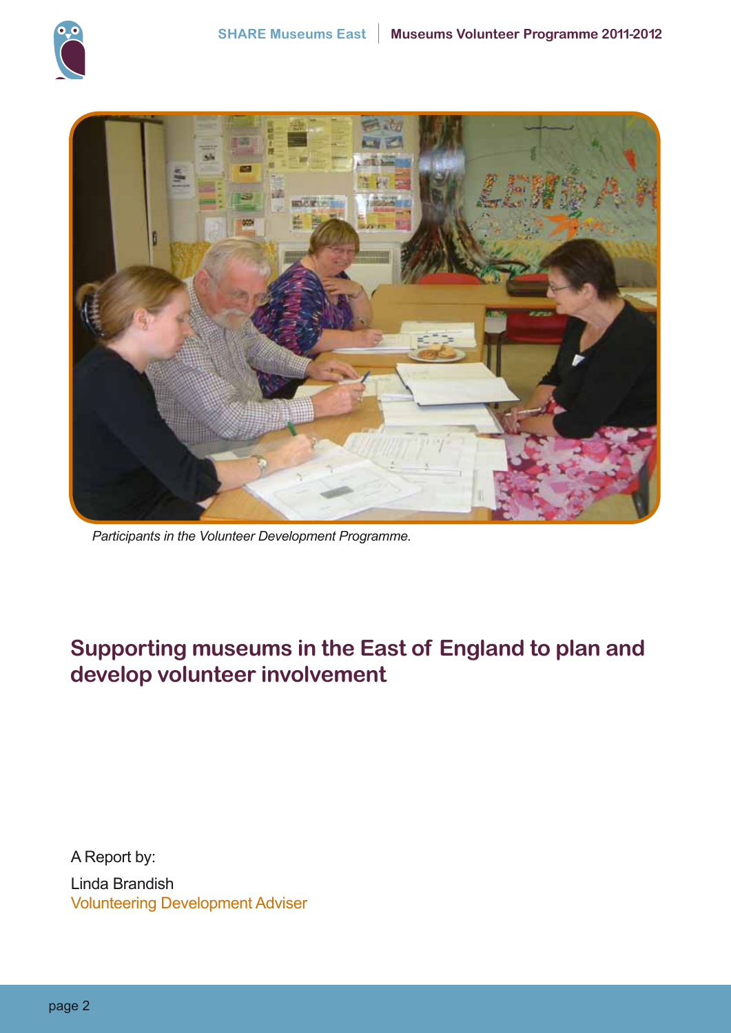*Participants in the Volunteer Development Programme.*

## Supporting museums in the East of England to plan and develop volunteer involvement

A Report by:

Linda Brandish
Volunteering Development Adviser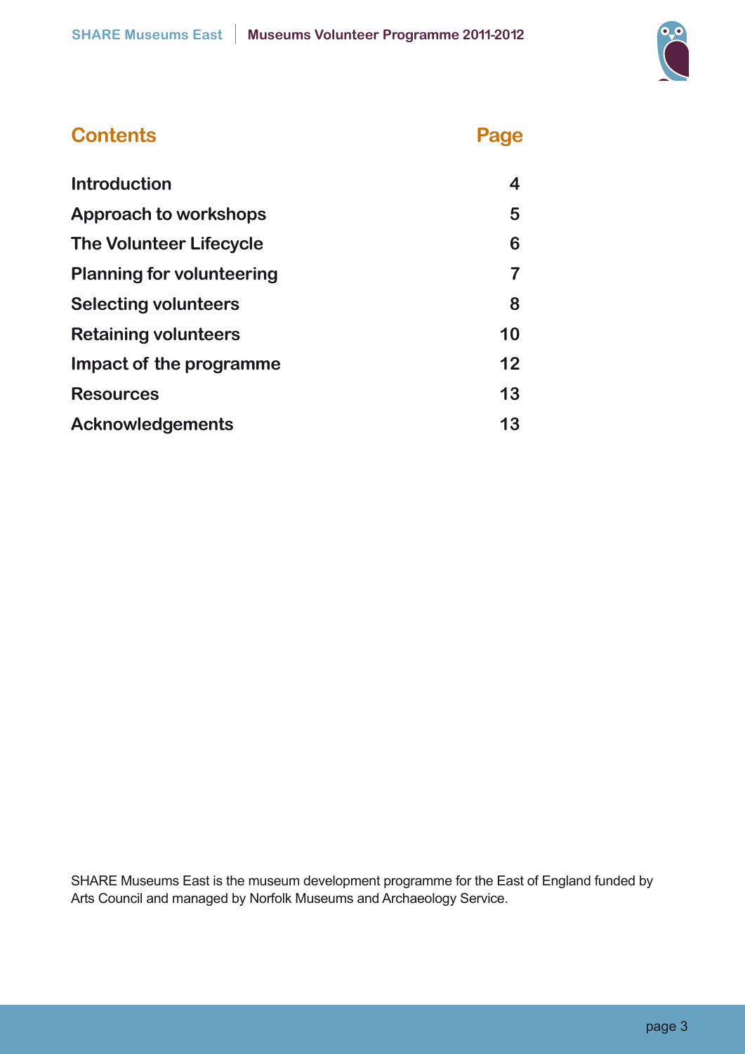## Contents

| Contents | Page |
|---|---|
| Introduction | 4 |
| Approach to workshops | 5 |
| The Volunteer Lifecycle | 6 |
| Planning for volunteering | 7 |
| Selecting volunteers | 8 |
| Retaining volunteers | 10 |
| Impact of the programme | 12 |
| Resources | 13 |
| Acknowledgements | 13 |

SHARE Museums East is the museum development programme for the East of England funded by Arts Council and managed by Norfolk Museums and Archaeology Service.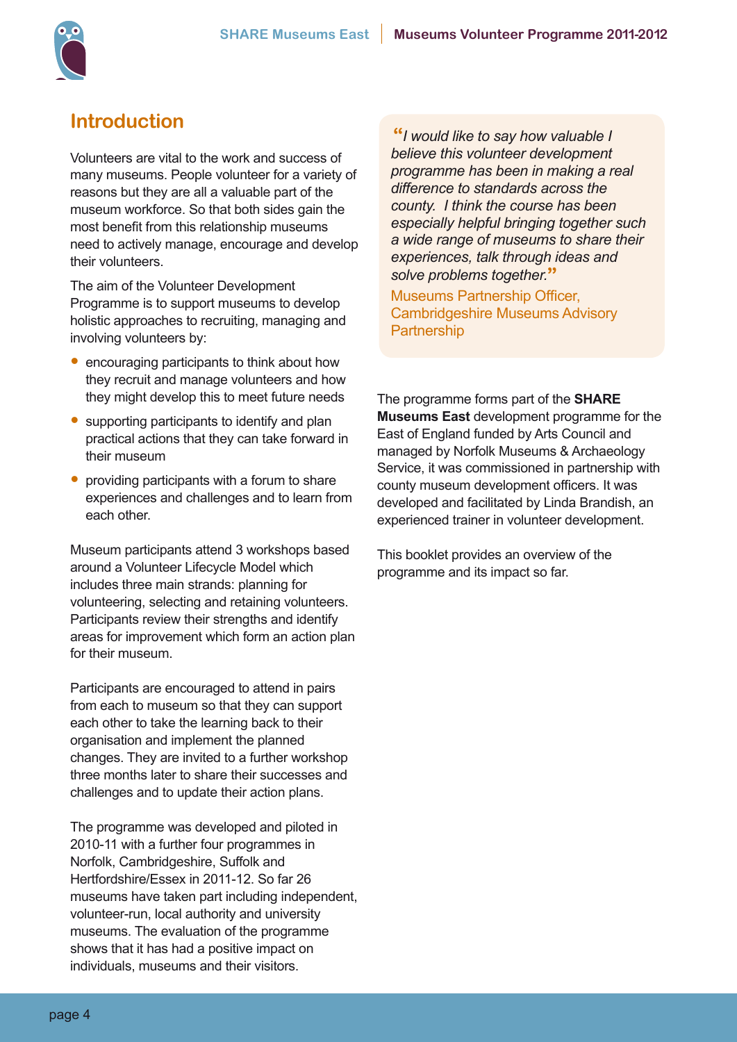## Introduction

Volunteers are vital to the work and success of many museums. People volunteer for a variety of reasons but they are all a valuable part of the museum workforce. So that both sides gain the most benefit from this relationship museums need to actively manage, encourage and develop their volunteers.

The aim of the Volunteer Development Programme is to support museums to develop holistic approaches to recruiting, managing and involving volunteers by:

- encouraging participants to think about how they recruit and manage volunteers and how they might develop this to meet future needs
- supporting participants to identify and plan practical actions that they can take forward in their museum
- providing participants with a forum to share experiences and challenges and to learn from each other.

Museum participants attend 3 workshops based around a Volunteer Lifecycle Model which includes three main strands: planning for volunteering, selecting and retaining volunteers. Participants review their strengths and identify areas for improvement which form an action plan for their museum.

Participants are encouraged to attend in pairs from each to museum so that they can support each other to take the learning back to their organisation and implement the planned changes. They are invited to a further workshop three months later to share their successes and challenges and to update their action plans.

The programme was developed and piloted in 2010-11 with a further four programmes in Norfolk, Cambridgeshire, Suffolk and Hertfordshire/Essex in 2011-12. So far 26 museums have taken part including independent, volunteer-run, local authority and university museums. The evaluation of the programme shows that it has had a positive impact on individuals, museums and their visitors.

> *"I would like to say how valuable I believe this volunteer development programme has been in making a real difference to standards across the county. I think the course has been especially helpful bringing together such a wide range of museums to share their experiences, talk through ideas and solve problems together."*
>
> Museums Partnership Officer, Cambridgeshire Museums Advisory Partnership

The programme forms part of the **SHARE Museums East** development programme for the East of England funded by Arts Council and managed by Norfolk Museums & Archaeology Service, it was commissioned in partnership with county museum development officers. It was developed and facilitated by Linda Brandish, an experienced trainer in volunteer development.

This booklet provides an overview of the programme and its impact so far.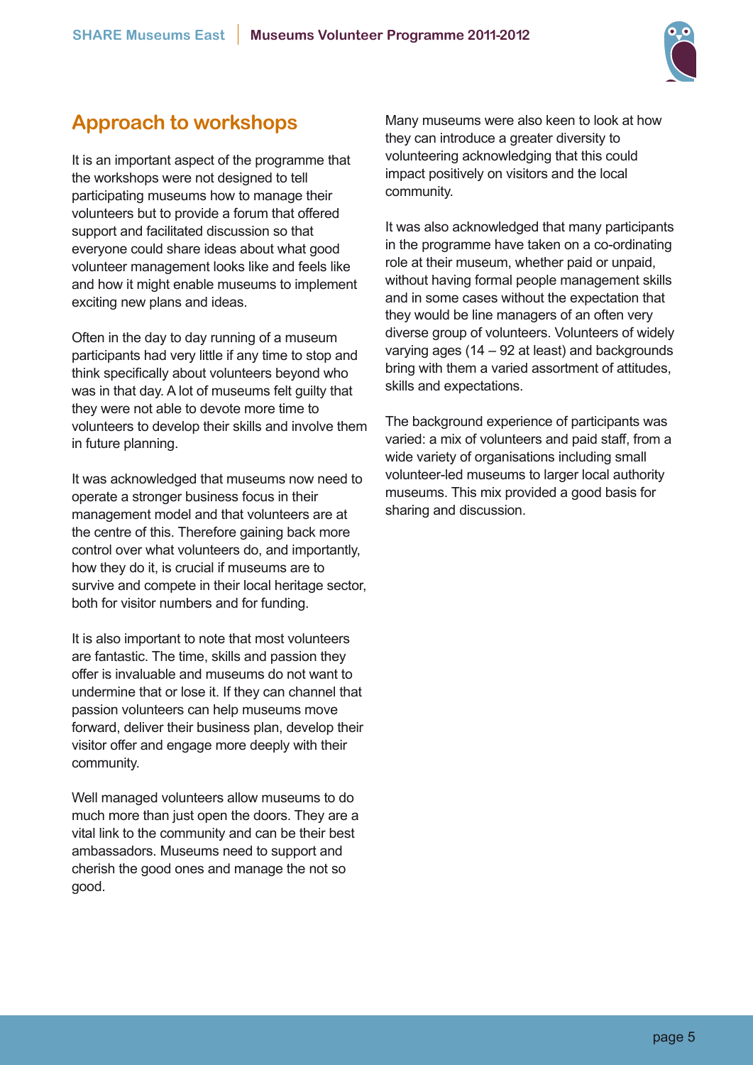## Approach to workshops

It is an important aspect of the programme that the workshops were not designed to tell participating museums how to manage their volunteers but to provide a forum that offered support and facilitated discussion so that everyone could share ideas about what good volunteer management looks like and feels like and how it might enable museums to implement exciting new plans and ideas.

Often in the day to day running of a museum participants had very little if any time to stop and think specifically about volunteers beyond who was in that day. A lot of museums felt guilty that they were not able to devote more time to volunteers to develop their skills and involve them in future planning.

It was acknowledged that museums now need to operate a stronger business focus in their management model and that volunteers are at the centre of this. Therefore gaining back more control over what volunteers do, and importantly, how they do it, is crucial if museums are to survive and compete in their local heritage sector, both for visitor numbers and for funding.

It is also important to note that most volunteers are fantastic. The time, skills and passion they offer is invaluable and museums do not want to undermine that or lose it. If they can channel that passion volunteers can help museums move forward, deliver their business plan, develop their visitor offer and engage more deeply with their community.

Well managed volunteers allow museums to do much more than just open the doors. They are a vital link to the community and can be their best ambassadors. Museums need to support and cherish the good ones and manage the not so good.

Many museums were also keen to look at how they can introduce a greater diversity to volunteering acknowledging that this could impact positively on visitors and the local community.

It was also acknowledged that many participants in the programme have taken on a co-ordinating role at their museum, whether paid or unpaid, without having formal people management skills and in some cases without the expectation that they would be line managers of an often very diverse group of volunteers. Volunteers of widely varying ages (14 – 92 at least) and backgrounds bring with them a varied assortment of attitudes, skills and expectations.

The background experience of participants was varied: a mix of volunteers and paid staff, from a wide variety of organisations including small volunteer-led museums to larger local authority museums. This mix provided a good basis for sharing and discussion.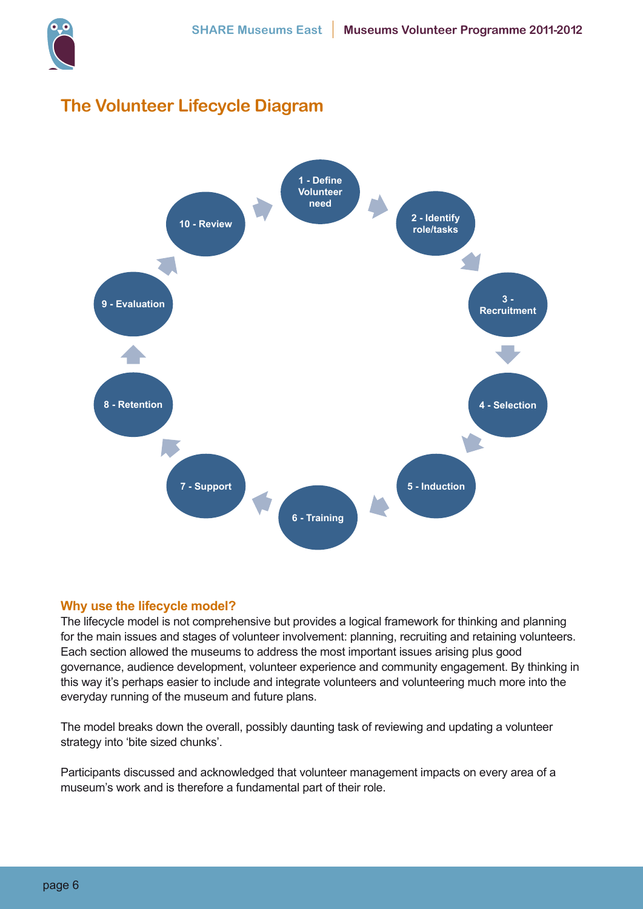## The Volunteer Lifecycle Diagram

1 - Define Volunteer need

2 - Identify role/tasks

3 - Recruitment

4 - Selection

5 - Induction

6 - Training

7 - Support

8 - Retention

9 - Evaluation

10 - Review

### Why use the lifecycle model?

The lifecycle model is not comprehensive but provides a logical framework for thinking and planning for the main issues and stages of volunteer involvement: planning, recruiting and retaining volunteers. Each section allowed the museums to address the most important issues arising plus good governance, audience development, volunteer experience and community engagement. By thinking in this way it's perhaps easier to include and integrate volunteers and volunteering much more into the everyday running of the museum and future plans.

The model breaks down the overall, possibly daunting task of reviewing and updating a volunteer strategy into 'bite sized chunks'.

Participants discussed and acknowledged that volunteer management impacts on every area of a museum's work and is therefore a fundamental part of their role.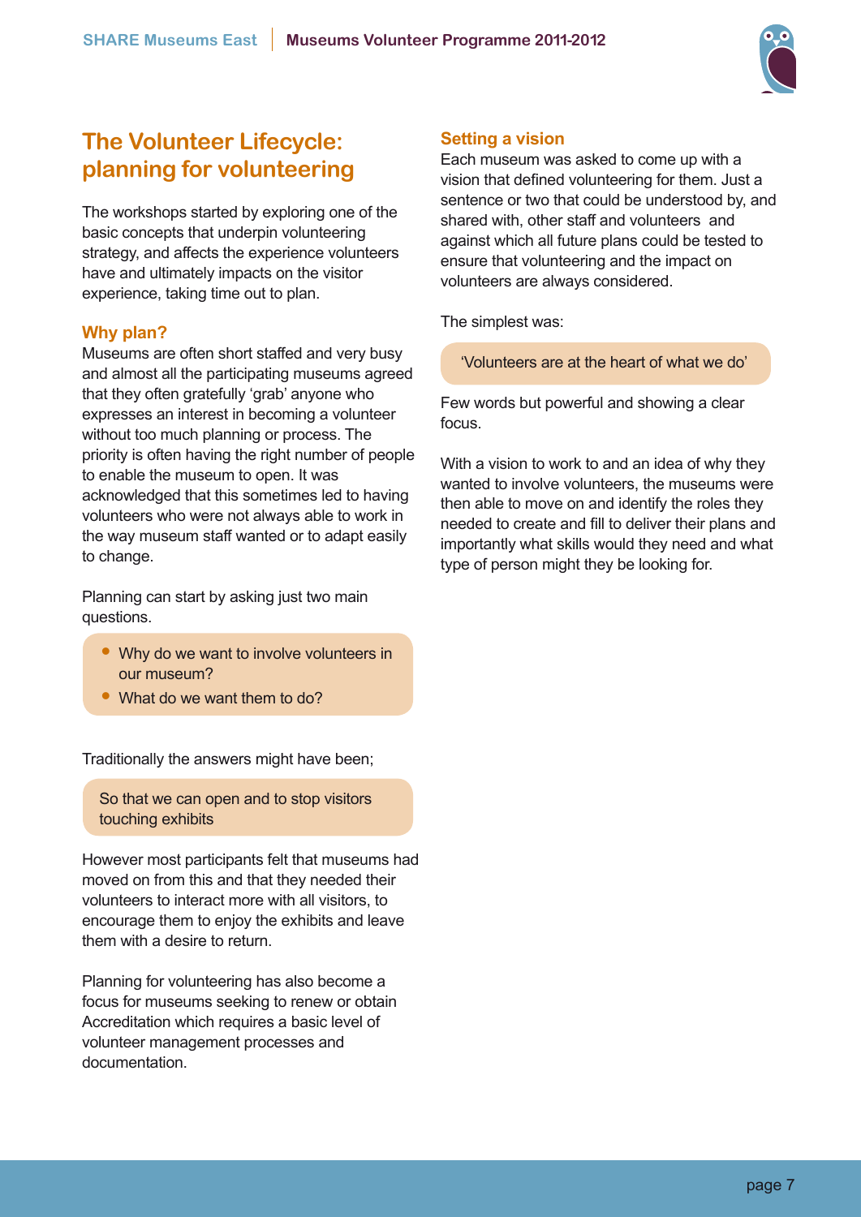# The Volunteer Lifecycle: planning for volunteering

The workshops started by exploring one of the basic concepts that underpin volunteering strategy, and affects the experience volunteers have and ultimately impacts on the visitor experience, taking time out to plan.

## Why plan?

Museums are often short staffed and very busy and almost all the participating museums agreed that they often gratefully 'grab' anyone who expresses an interest in becoming a volunteer without too much planning or process. The priority is often having the right number of people to enable the museum to open. It was acknowledged that this sometimes led to having volunteers who were not always able to work in the way museum staff wanted or to adapt easily to change.

Planning can start by asking just two main questions.

- Why do we want to involve volunteers in our museum?
- What do we want them to do?

Traditionally the answers might have been;

> So that we can open and to stop visitors touching exhibits

However most participants felt that museums had moved on from this and that they needed their volunteers to interact more with all visitors, to encourage them to enjoy the exhibits and leave them with a desire to return.

Planning for volunteering has also become a focus for museums seeking to renew or obtain Accreditation which requires a basic level of volunteer management processes and documentation.

## Setting a vision

Each museum was asked to come up with a vision that defined volunteering for them. Just a sentence or two that could be understood by, and shared with, other staff and volunteers and against which all future plans could be tested to ensure that volunteering and the impact on volunteers are always considered.

The simplest was:

> 'Volunteers are at the heart of what we do'

Few words but powerful and showing a clear focus.

With a vision to work to and an idea of why they wanted to involve volunteers, the museums were then able to move on and identify the roles they needed to create and fill to deliver their plans and importantly what skills would they need and what type of person might they be looking for.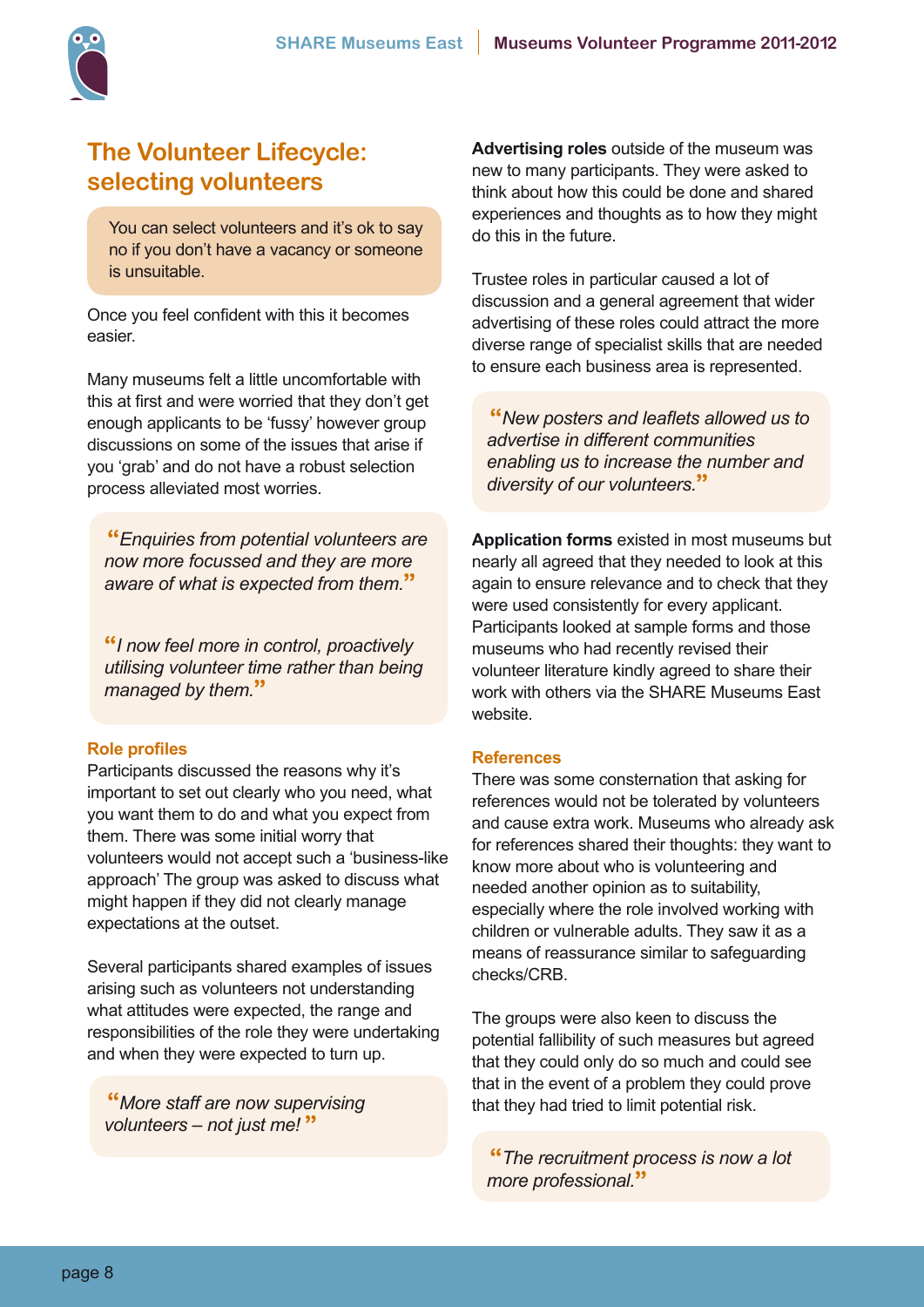## The Volunteer Lifecycle: selecting volunteers

You can select volunteers and it's ok to say no if you don't have a vacancy or someone is unsuitable.

Once you feel confident with this it becomes easier.

Many museums felt a little uncomfortable with this at first and were worried that they don't get enough applicants to be 'fussy' however group discussions on some of the issues that arise if you 'grab' and do not have a robust selection process alleviated most worries.

> *"Enquiries from potential volunteers are now more focussed and they are more aware of what is expected from them."*

> *"I now feel more in control, proactively utilising volunteer time rather than being managed by them."*

### Role profiles

Participants discussed the reasons why it's important to set out clearly who you need, what you want them to do and what you expect from them. There was some initial worry that volunteers would not accept such a 'business-like approach' The group was asked to discuss what might happen if they did not clearly manage expectations at the outset.

Several participants shared examples of issues arising such as volunteers not understanding what attitudes were expected, the range and responsibilities of the role they were undertaking and when they were expected to turn up.

> *"More staff are now supervising volunteers – not just me!"*

**Advertising roles** outside of the museum was new to many participants. They were asked to think about how this could be done and shared experiences and thoughts as to how they might do this in the future.

Trustee roles in particular caused a lot of discussion and a general agreement that wider advertising of these roles could attract the more diverse range of specialist skills that are needed to ensure each business area is represented.

> *"New posters and leaflets allowed us to advertise in different communities enabling us to increase the number and diversity of our volunteers."*

**Application forms** existed in most museums but nearly all agreed that they needed to look at this again to ensure relevance and to check that they were used consistently for every applicant. Participants looked at sample forms and those museums who had recently revised their volunteer literature kindly agreed to share their work with others via the SHARE Museums East website.

### References

There was some consternation that asking for references would not be tolerated by volunteers and cause extra work. Museums who already ask for references shared their thoughts: they want to know more about who is volunteering and needed another opinion as to suitability, especially where the role involved working with children or vulnerable adults. They saw it as a means of reassurance similar to safeguarding checks/CRB.

The groups were also keen to discuss the potential fallibility of such measures but agreed that they could only do so much and could see that in the event of a problem they could prove that they had tried to limit potential risk.

> *"The recruitment process is now a lot more professional."*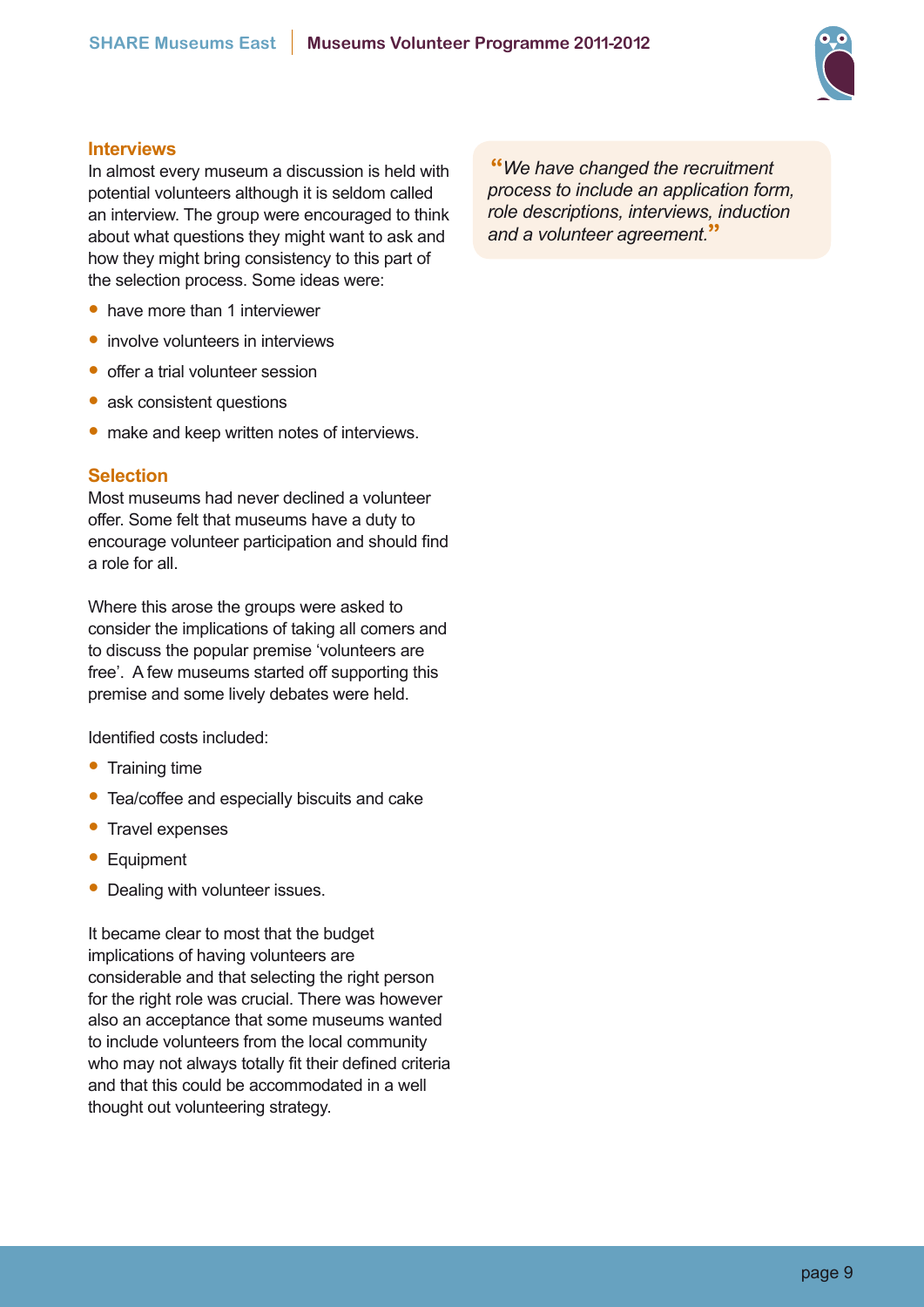## Interviews

In almost every museum a discussion is held with potential volunteers although it is seldom called an interview. The group were encouraged to think about what questions they might want to ask and how they might bring consistency to this part of the selection process. Some ideas were:

- have more than 1 interviewer
- involve volunteers in interviews
- offer a trial volunteer session
- ask consistent questions
- make and keep written notes of interviews.

## Selection

Most museums had never declined a volunteer offer. Some felt that museums have a duty to encourage volunteer participation and should find a role for all.

Where this arose the groups were asked to consider the implications of taking all comers and to discuss the popular premise 'volunteers are free'. A few museums started off supporting this premise and some lively debates were held.

Identified costs included:

- Training time
- Tea/coffee and especially biscuits and cake
- Travel expenses
- Equipment
- Dealing with volunteer issues.

It became clear to most that the budget implications of having volunteers are considerable and that selecting the right person for the right role was crucial. There was however also an acceptance that some museums wanted to include volunteers from the local community who may not always totally fit their defined criteria and that this could be accommodated in a well thought out volunteering strategy.

> *"We have changed the recruitment process to include an application form, role descriptions, interviews, induction and a volunteer agreement."*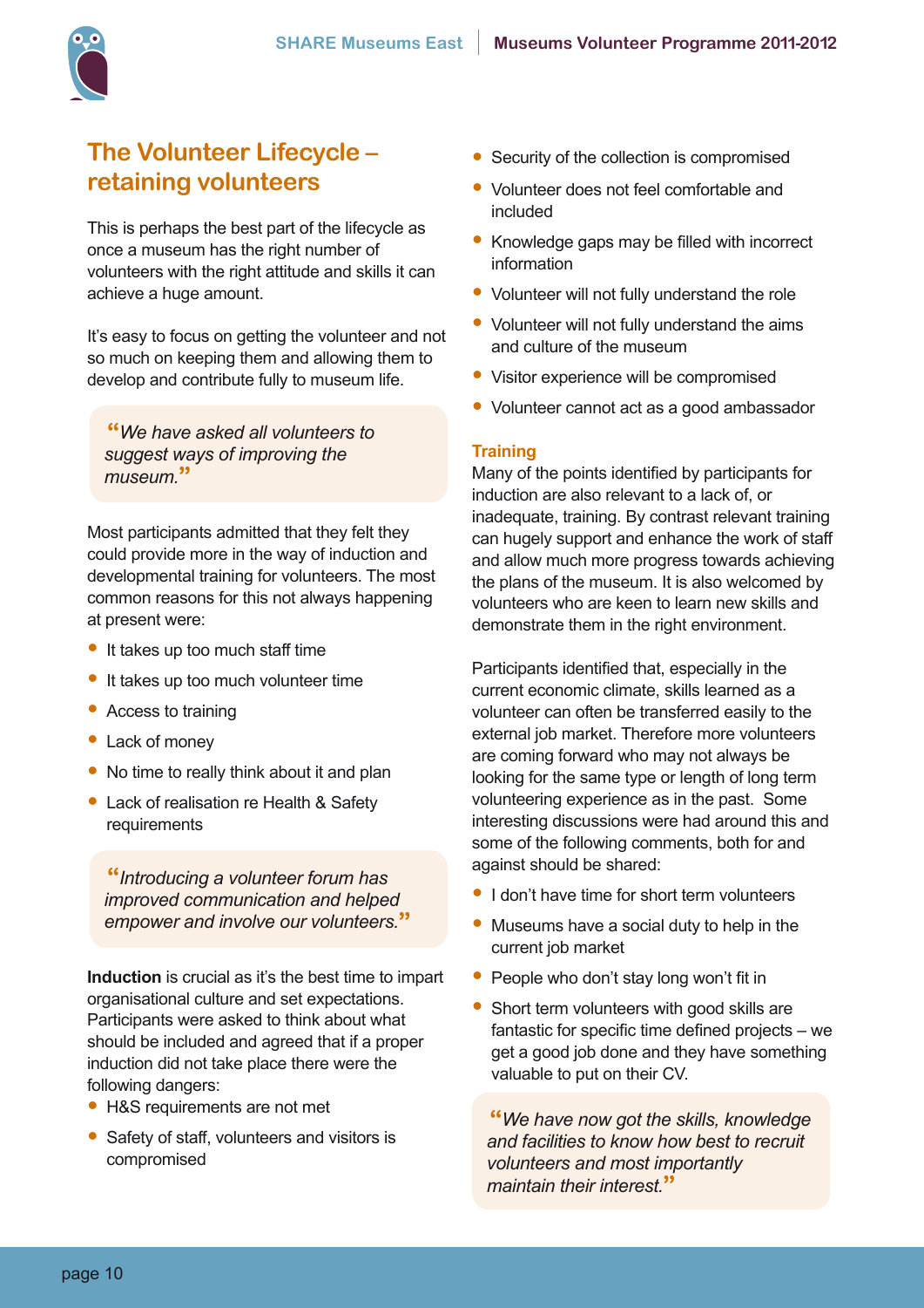## The Volunteer Lifecycle – retaining volunteers

This is perhaps the best part of the lifecycle as once a museum has the right number of volunteers with the right attitude and skills it can achieve a huge amount.

It's easy to focus on getting the volunteer and not so much on keeping them and allowing them to develop and contribute fully to museum life.

> *"We have asked all volunteers to suggest ways of improving the museum."*

Most participants admitted that they felt they could provide more in the way of induction and developmental training for volunteers. The most common reasons for this not always happening at present were:

- It takes up too much staff time
- It takes up too much volunteer time
- Access to training
- Lack of money
- No time to really think about it and plan
- Lack of realisation re Health & Safety requirements

> *"Introducing a volunteer forum has improved communication and helped empower and involve our volunteers."*

**Induction** is crucial as it's the best time to impart organisational culture and set expectations. Participants were asked to think about what should be included and agreed that if a proper induction did not take place there were the following dangers:

- H&S requirements are not met
- Safety of staff, volunteers and visitors is compromised
- Security of the collection is compromised
- Volunteer does not feel comfortable and included
- Knowledge gaps may be filled with incorrect information
- Volunteer will not fully understand the role
- Volunteer will not fully understand the aims and culture of the museum
- Visitor experience will be compromised
- Volunteer cannot act as a good ambassador

### Training

Many of the points identified by participants for induction are also relevant to a lack of, or inadequate, training. By contrast relevant training can hugely support and enhance the work of staff and allow much more progress towards achieving the plans of the museum. It is also welcomed by volunteers who are keen to learn new skills and demonstrate them in the right environment.

Participants identified that, especially in the current economic climate, skills learned as a volunteer can often be transferred easily to the external job market. Therefore more volunteers are coming forward who may not always be looking for the same type or length of long term volunteering experience as in the past. Some interesting discussions were had around this and some of the following comments, both for and against should be shared:

- I don't have time for short term volunteers
- Museums have a social duty to help in the current job market
- People who don't stay long won't fit in
- Short term volunteers with good skills are fantastic for specific time defined projects – we get a good job done and they have something valuable to put on their CV.

> *"We have now got the skills, knowledge and facilities to know how best to recruit volunteers and most importantly maintain their interest."*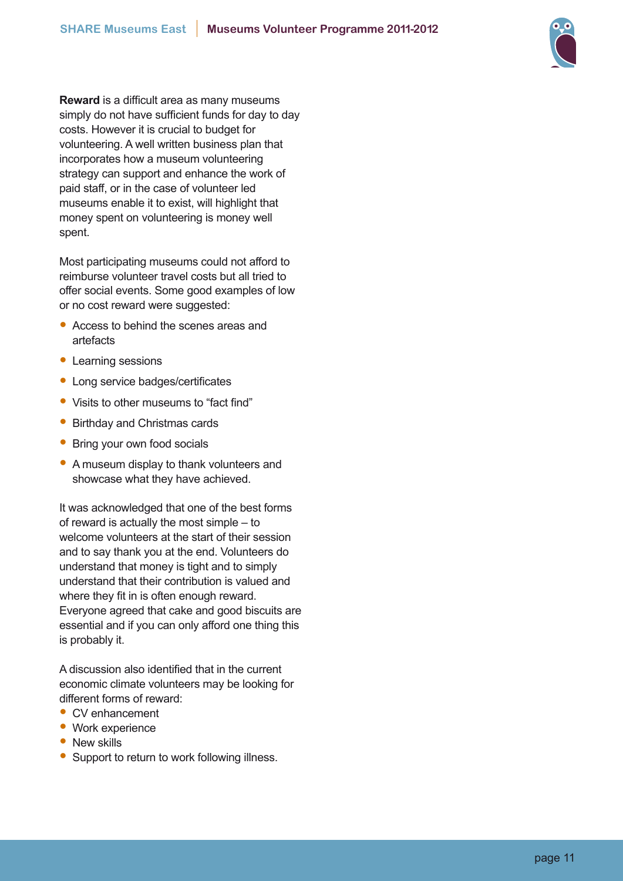**Reward** is a difficult area as many museums simply do not have sufficient funds for day to day costs. However it is crucial to budget for volunteering. A well written business plan that incorporates how a museum volunteering strategy can support and enhance the work of paid staff, or in the case of volunteer led museums enable it to exist, will highlight that money spent on volunteering is money well spent.

Most participating museums could not afford to reimburse volunteer travel costs but all tried to offer social events. Some good examples of low or no cost reward were suggested:

- Access to behind the scenes areas and artefacts
- Learning sessions
- Long service badges/certificates
- Visits to other museums to "fact find"
- Birthday and Christmas cards
- Bring your own food socials
- A museum display to thank volunteers and showcase what they have achieved.

It was acknowledged that one of the best forms of reward is actually the most simple – to welcome volunteers at the start of their session and to say thank you at the end. Volunteers do understand that money is tight and to simply understand that their contribution is valued and where they fit in is often enough reward. Everyone agreed that cake and good biscuits are essential and if you can only afford one thing this is probably it.

A discussion also identified that in the current economic climate volunteers may be looking for different forms of reward:

- CV enhancement
- Work experience
- New skills
- Support to return to work following illness.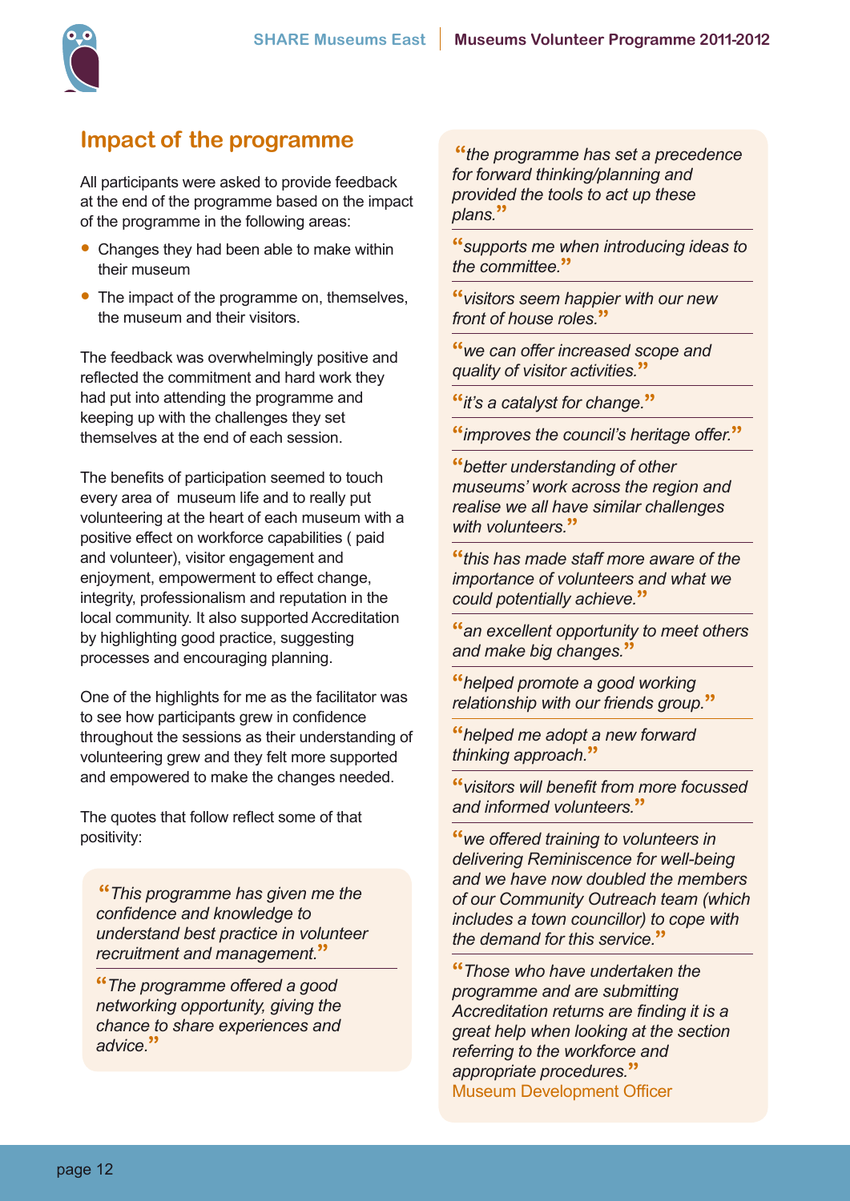## Impact of the programme

All participants were asked to provide feedback at the end of the programme based on the impact of the programme in the following areas:

- Changes they had been able to make within their museum
- The impact of the programme on, themselves, the museum and their visitors.

The feedback was overwhelmingly positive and reflected the commitment and hard work they had put into attending the programme and keeping up with the challenges they set themselves at the end of each session.

The benefits of participation seemed to touch every area of museum life and to really put volunteering at the heart of each museum with a positive effect on workforce capabilities ( paid and volunteer), visitor engagement and enjoyment, empowerment to effect change, integrity, professionalism and reputation in the local community. It also supported Accreditation by highlighting good practice, suggesting processes and encouraging planning.

One of the highlights for me as the facilitator was to see how participants grew in confidence throughout the sessions as their understanding of volunteering grew and they felt more supported and empowered to make the changes needed.

The quotes that follow reflect some of that positivity:

*"This programme has given me the confidence and knowledge to understand best practice in volunteer recruitment and management."*

*"The programme offered a good networking opportunity, giving the chance to share experiences and advice."*

*"the programme has set a precedence for forward thinking/planning and provided the tools to act up these plans."*

*"supports me when introducing ideas to the committee."*

*"visitors seem happier with our new front of house roles."*

*"we can offer increased scope and quality of visitor activities."*

*"it's a catalyst for change."*

*"improves the council's heritage offer."*

*"better understanding of other museums' work across the region and realise we all have similar challenges with volunteers."*

*"this has made staff more aware of the importance of volunteers and what we could potentially achieve."*

*"an excellent opportunity to meet others and make big changes."*

*"helped promote a good working relationship with our friends group."*

*"helped me adopt a new forward thinking approach."*

*"visitors will benefit from more focussed and informed volunteers."*

*"we offered training to volunteers in delivering Reminiscence for well-being and we have now doubled the members of our Community Outreach team (which includes a town councillor) to cope with the demand for this service."*

*"Those who have undertaken the programme and are submitting Accreditation returns are finding it is a great help when looking at the section referring to the workforce and appropriate procedures."*
Museum Development Officer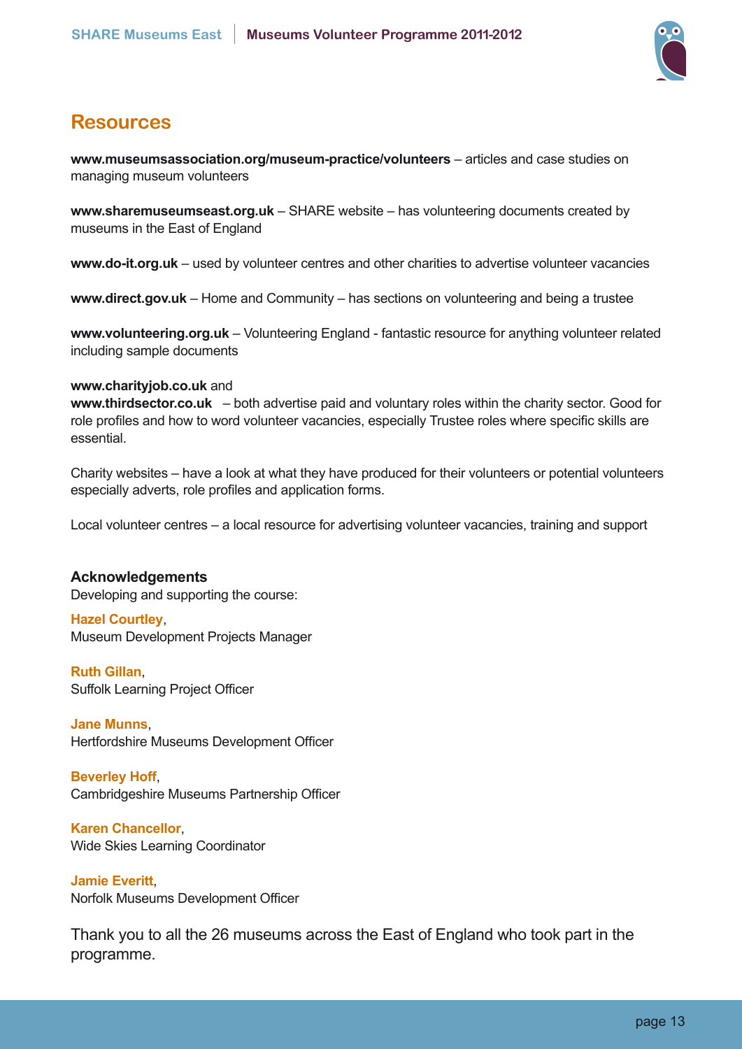## Resources

**www.museumsassociation.org/museum-practice/volunteers** – articles and case studies on managing museum volunteers

**www.sharemuseumseast.org.uk** – SHARE website – has volunteering documents created by museums in the East of England

**www.do-it.org.uk** – used by volunteer centres and other charities to advertise volunteer vacancies

**www.direct.gov.uk** – Home and Community – has sections on volunteering and being a trustee

**www.volunteering.org.uk** – Volunteering England - fantastic resource for anything volunteer related including sample documents

**www.charityjob.co.uk** and
**www.thirdsector.co.uk** – both advertise paid and voluntary roles within the charity sector. Good for role profiles and how to word volunteer vacancies, especially Trustee roles where specific skills are essential.

Charity websites – have a look at what they have produced for their volunteers or potential volunteers especially adverts, role profiles and application forms.

Local volunteer centres – a local resource for advertising volunteer vacancies, training and support

### Acknowledgements

Developing and supporting the course:

**Hazel Courtley**,
Museum Development Projects Manager

**Ruth Gillan**,
Suffolk Learning Project Officer

**Jane Munns**,
Hertfordshire Museums Development Officer

**Beverley Hoff**,
Cambridgeshire Museums Partnership Officer

**Karen Chancellor**,
Wide Skies Learning Coordinator

**Jamie Everitt**,
Norfolk Museums Development Officer

Thank you to all the 26 museums across the East of England who took part in the programme.